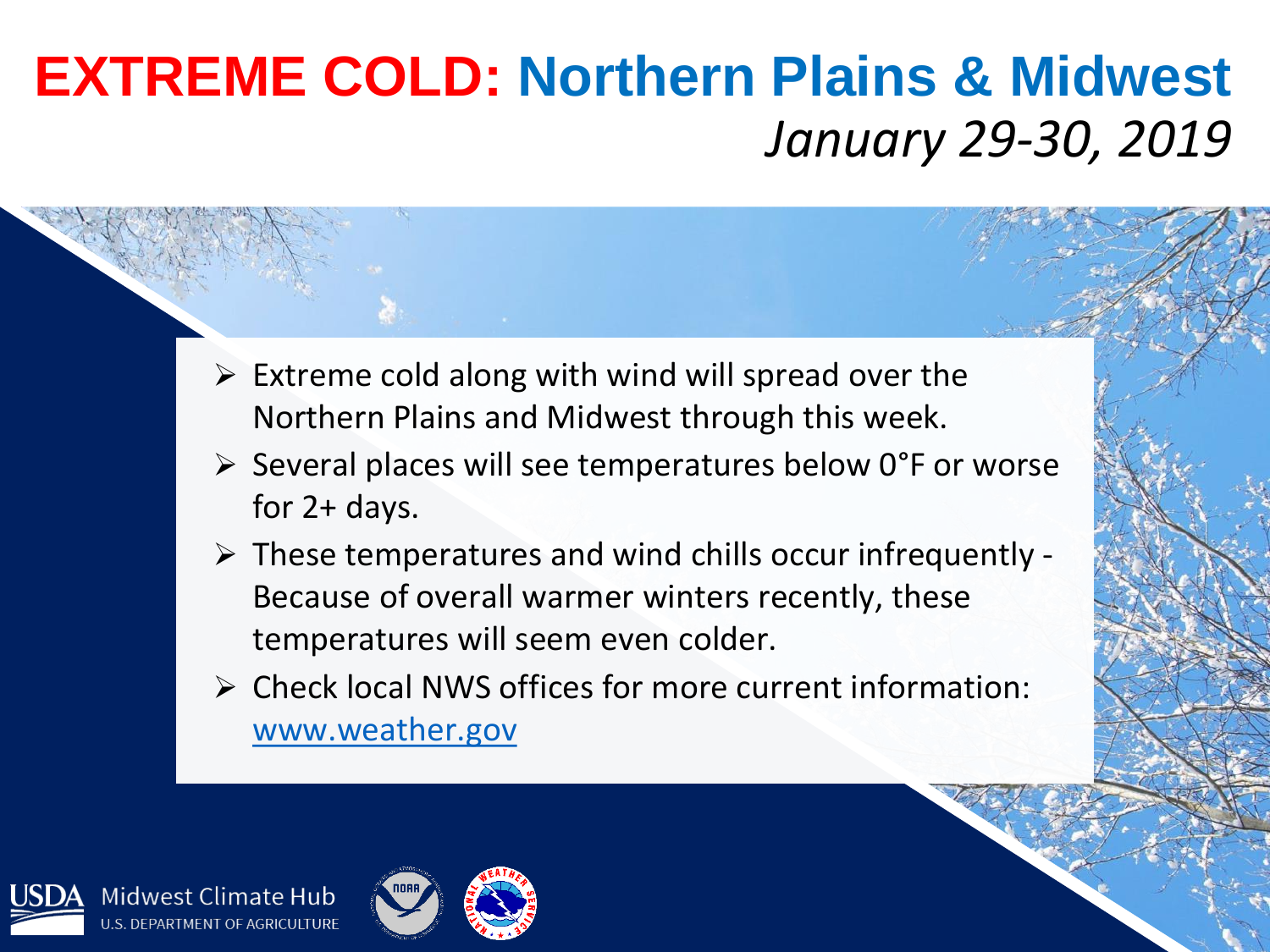# EXTREME COLD: Northern Plains & Midwest

*January 29-30, 2019*

- Extreme cold along with wind will spread over the Northern Plains and Midwest through this week.
- Several places will see temperatures below 0°F or worse for 2+ days.
- These temperatures and wind chills occur infrequently - Because of overall warmer winters recently, these temperatures will seem even colder.
- Check local NWS offices for more current information: [www.weather.gov](http://www.weather.gov)

USDA Midwest Climate Hub
U.S. DEPARTMENT OF AGRICULTURE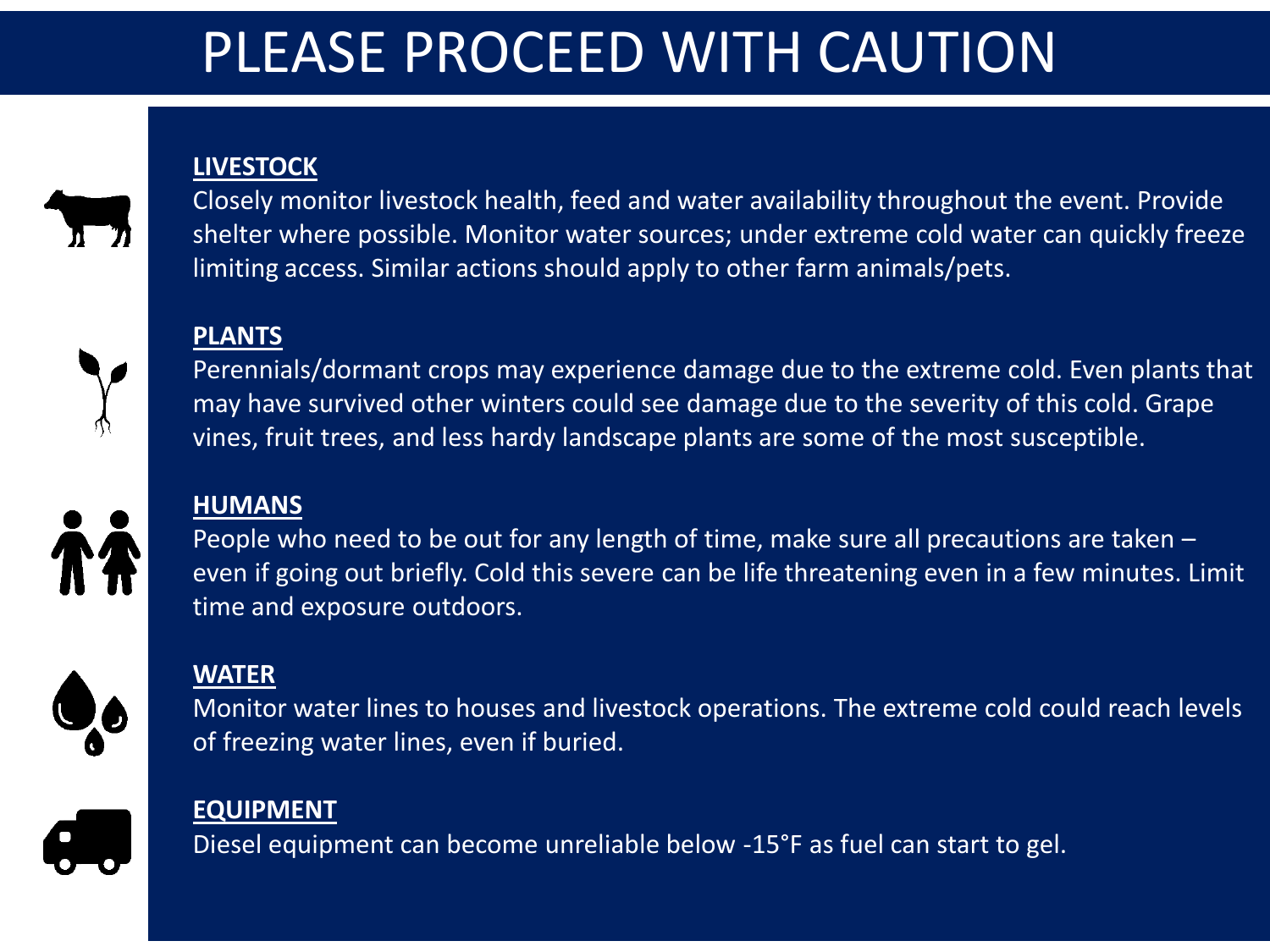# PLEASE PROCEED WITH CAUTION

## LIVESTOCK

Closely monitor livestock health, feed and water availability throughout the event. Provide shelter where possible. Monitor water sources; under extreme cold water can quickly freeze limiting access. Similar actions should apply to other farm animals/pets.

## PLANTS

Perennials/dormant crops may experience damage due to the extreme cold. Even plants that may have survived other winters could see damage due to the severity of this cold. Grape vines, fruit trees, and less hardy landscape plants are some of the most susceptible.

## HUMANS

People who need to be out for any length of time, make sure all precautions are taken – even if going out briefly. Cold this severe can be life threatening even in a few minutes. Limit time and exposure outdoors.

## WATER

Monitor water lines to houses and livestock operations. The extreme cold could reach levels of freezing water lines, even if buried.

## EQUIPMENT

Diesel equipment can become unreliable below -15°F as fuel can start to gel.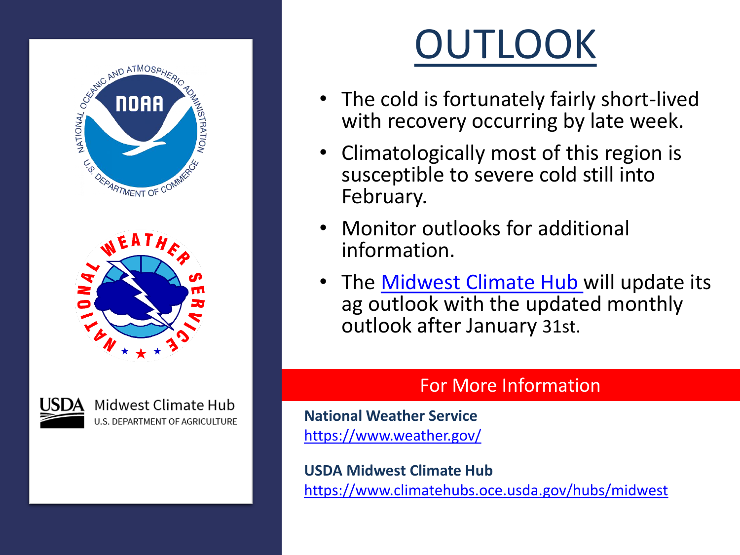# OUTLOOK

- The cold is fortunately fairly short-lived with recovery occurring by late week.
- Climatologically most of this region is susceptible to severe cold still into February.
- Monitor outlooks for additional information.
- The Midwest Climate Hub will update its ag outlook with the updated monthly outlook after January 31st.

USDA Midwest Climate Hub
U.S. DEPARTMENT OF AGRICULTURE

## For More Information

**National Weather Service**
https://www.weather.gov/

**USDA Midwest Climate Hub**
https://www.climatehubs.oce.usda.gov/hubs/midwest